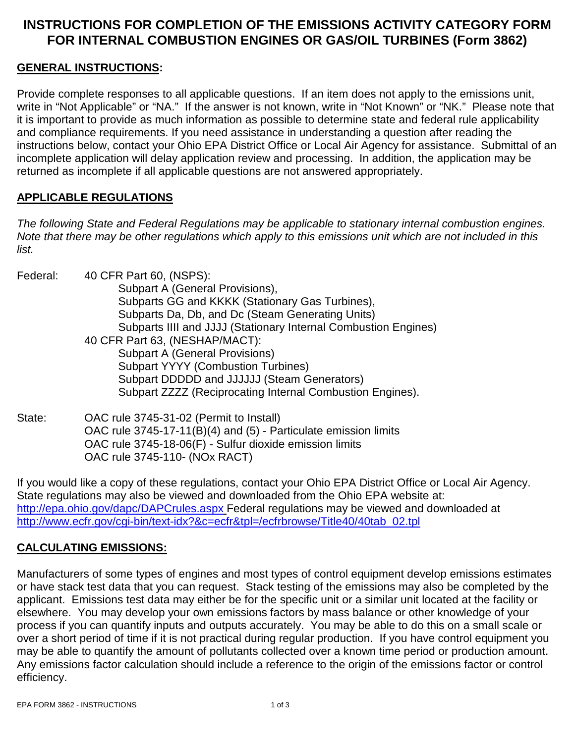# INSTRUCTIONS FOR COMPLETION OF THE EMISSIONS ACTIVITY CATEGORY FORM FOR INTERNAL COMBUSTION ENGINES OR GAS/OIL TURBINES (Form 3862)

## GENERAL INSTRUCTIONS:

Provide complete responses to all applicable questions. If an item does not apply to the emissions unit, write in "Not Applicable" or "NA." If the answer is not known, write in "Not Known" or "NK." Please note that it is important to provide as much information as possible to determine state and federal rule applicability and compliance requirements. If you need assistance in understanding a question after reading the instructions below, contact your Ohio EPA District Office or Local Air Agency for assistance. Submittal of an incomplete application will delay application review and processing. In addition, the application may be returned as incomplete if all applicable questions are not answered appropriately.

## APPLICABLE REGULATIONS

*The following State and Federal Regulations may be applicable to stationary internal combustion engines. Note that there may be other regulations which apply to this emissions unit which are not included in this list.*

Federal: 40 CFR Part 60, (NSPS):
- Subpart A (General Provisions),
- Subparts GG and KKKK (Stationary Gas Turbines),
- Subparts Da, Db, and Dc (Steam Generating Units)
- Subparts IIII and JJJJ (Stationary Internal Combustion Engines)

40 CFR Part 63, (NESHAP/MACT):
- Subpart A (General Provisions)
- Subpart YYYY (Combustion Turbines)
- Subpart DDDDD and JJJJJJ (Steam Generators)
- Subpart ZZZZ (Reciprocating Internal Combustion Engines).

State:
- OAC rule 3745-31-02 (Permit to Install)
- OAC rule 3745-17-11(B)(4) and (5) - Particulate emission limits
- OAC rule 3745-18-06(F) - Sulfur dioxide emission limits
- OAC rule 3745-110- (NOx RACT)

If you would like a copy of these regulations, contact your Ohio EPA District Office or Local Air Agency. State regulations may also be viewed and downloaded from the Ohio EPA website at: http://epa.ohio.gov/dapc/DAPCrules.aspx Federal regulations may be viewed and downloaded at http://www.ecfr.gov/cgi-bin/text-idx?&c=ecfr&tpl=/ecfrbrowse/Title40/40tab_02.tpl

## CALCULATING EMISSIONS:

Manufacturers of some types of engines and most types of control equipment develop emissions estimates or have stack test data that you can request. Stack testing of the emissions may also be completed by the applicant. Emissions test data may either be for the specific unit or a similar unit located at the facility or elsewhere. You may develop your own emissions factors by mass balance or other knowledge of your process if you can quantify inputs and outputs accurately. You may be able to do this on a small scale or over a short period of time if it is not practical during regular production. If you have control equipment you may be able to quantify the amount of pollutants collected over a known time period or production amount. Any emissions factor calculation should include a reference to the origin of the emissions factor or control efficiency.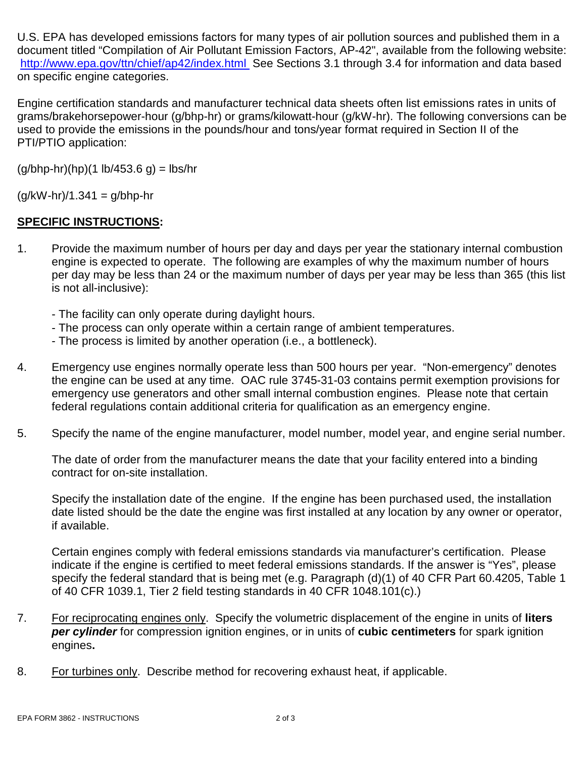U.S. EPA has developed emissions factors for many types of air pollution sources and published them in a document titled "Compilation of Air Pollutant Emission Factors, AP-42", available from the following website: [http://www.epa.gov/ttn/chief/ap42/index.html](http://www.epa.gov/ttn/chief/ap42/index.html) See Sections 3.1 through 3.4 for information and data based on specific engine categories.

Engine certification standards and manufacturer technical data sheets often list emissions rates in units of grams/brakehorsepower-hour (g/bhp-hr) or grams/kilowatt-hour (g/kW-hr). The following conversions can be used to provide the emissions in the pounds/hour and tons/year format required in Section II of the PTI/PTIO application:

(g/bhp-hr)(hp)(1 lb/453.6 g) = lbs/hr

(g/kW-hr)/1.341 = g/bhp-hr

## SPECIFIC INSTRUCTIONS:

1. Provide the maximum number of hours per day and days per year the stationary internal combustion engine is expected to operate. The following are examples of why the maximum number of hours per day may be less than 24 or the maximum number of days per year may be less than 365 (this list is not all-inclusive):

   - The facility can only operate during daylight hours.
   - The process can only operate within a certain range of ambient temperatures.
   - The process is limited by another operation (i.e., a bottleneck).

4. Emergency use engines normally operate less than 500 hours per year. "Non-emergency" denotes the engine can be used at any time. OAC rule 3745-31-03 contains permit exemption provisions for emergency use generators and other small internal combustion engines. Please note that certain federal regulations contain additional criteria for qualification as an emergency engine.

5. Specify the name of the engine manufacturer, model number, model year, and engine serial number.

   The date of order from the manufacturer means the date that your facility entered into a binding contract for on-site installation.

   Specify the installation date of the engine. If the engine has been purchased used, the installation date listed should be the date the engine was first installed at any location by any owner or operator, if available.

   Certain engines comply with federal emissions standards via manufacturer's certification. Please indicate if the engine is certified to meet federal emissions standards. If the answer is "Yes", please specify the federal standard that is being met (e.g. Paragraph (d)(1) of 40 CFR Part 60.4205, Table 1 of 40 CFR 1039.1, Tier 2 field testing standards in 40 CFR 1048.101(c).)

7. For reciprocating engines only. Specify the volumetric displacement of the engine in units of **liters** ***per cylinder*** for compression ignition engines, or in units of **cubic centimeters** for spark ignition engines**.**

8. For turbines only. Describe method for recovering exhaust heat, if applicable.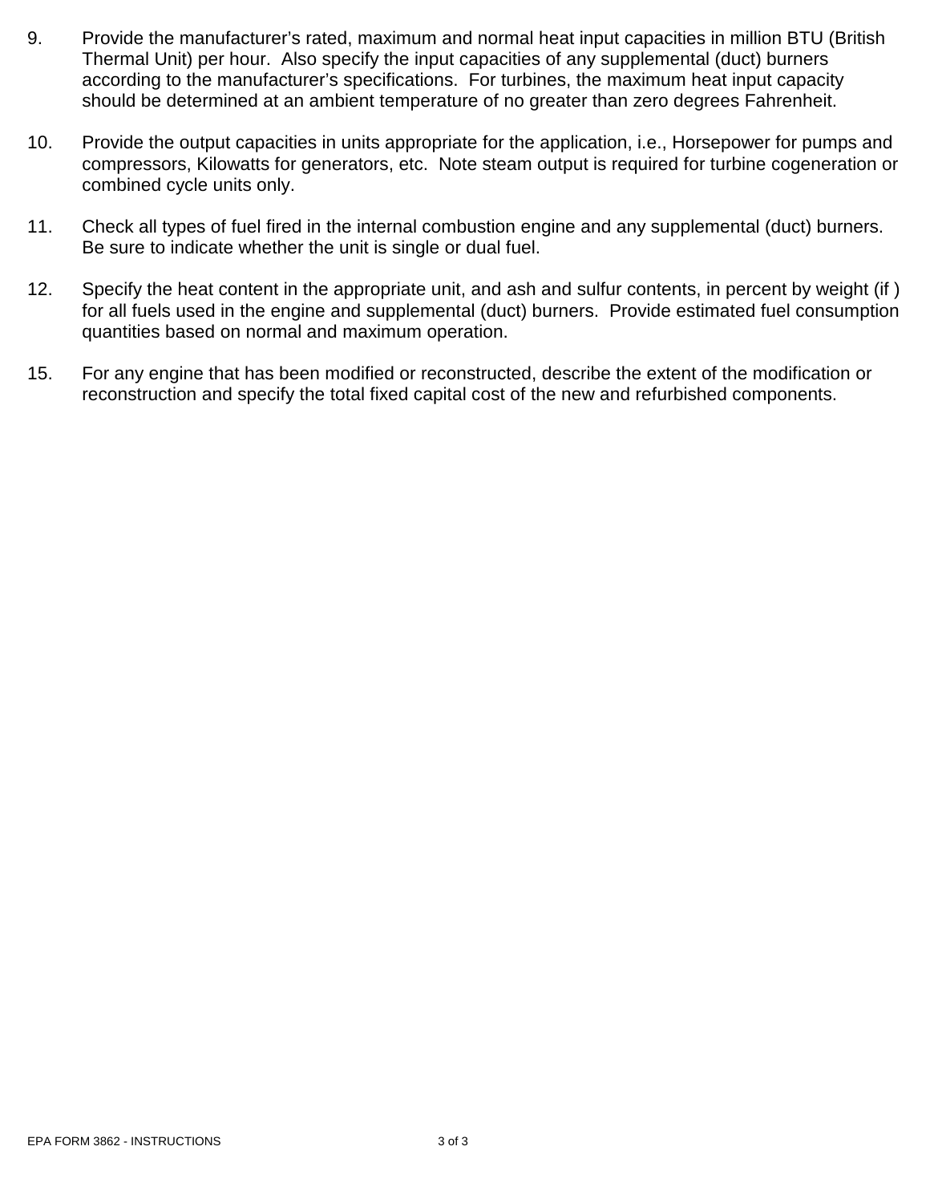9. Provide the manufacturer's rated, maximum and normal heat input capacities in million BTU (British Thermal Unit) per hour. Also specify the input capacities of any supplemental (duct) burners according to the manufacturer's specifications. For turbines, the maximum heat input capacity should be determined at an ambient temperature of no greater than zero degrees Fahrenheit.

10. Provide the output capacities in units appropriate for the application, i.e., Horsepower for pumps and compressors, Kilowatts for generators, etc. Note steam output is required for turbine cogeneration or combined cycle units only.

11. Check all types of fuel fired in the internal combustion engine and any supplemental (duct) burners. Be sure to indicate whether the unit is single or dual fuel.

12. Specify the heat content in the appropriate unit, and ash and sulfur contents, in percent by weight (if ) for all fuels used in the engine and supplemental (duct) burners. Provide estimated fuel consumption quantities based on normal and maximum operation.

15. For any engine that has been modified or reconstructed, describe the extent of the modification or reconstruction and specify the total fixed capital cost of the new and refurbished components.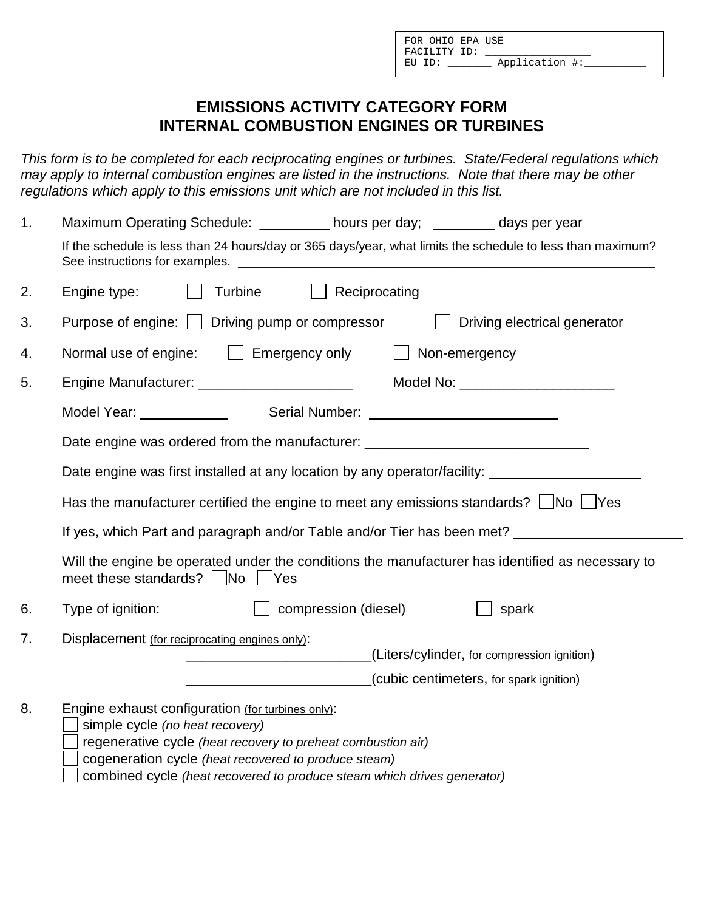FOR OHIO EPA USE
FACILITY ID: _________________
EU ID: _______ Application #:__________

# EMISSIONS ACTIVITY CATEGORY FORM
# INTERNAL COMBUSTION ENGINES OR TURBINES

*This form is to be completed for each reciprocating engines or turbines. State/Federal regulations which may apply to internal combustion engines are listed in the instructions. Note that there may be other regulations which apply to this emissions unit which are not included in this list.*

1. Maximum Operating Schedule: _________ hours per day; ________ days per year

   If the schedule is less than 24 hours/day or 365 days/year, what limits the schedule to less than maximum? See instructions for examples. ____________________________________________________________

2. Engine type: ☐ Turbine ☐ Reciprocating

3. Purpose of engine: ☐ Driving pump or compressor ☐ Driving electrical generator

4. Normal use of engine: ☐ Emergency only ☐ Non-emergency

5. Engine Manufacturer: ____________________ Model No: ____________________

   Model Year: ___________ Serial Number: _________________________

   Date engine was ordered from the manufacturer: _____________________________

   Date engine was first installed at any location by any operator/facility: ____________________

   Has the manufacturer certified the engine to meet any emissions standards? ☐No ☐Yes

   If yes, which Part and paragraph and/or Table and/or Tier has been met? ______________________

   Will the engine be operated under the conditions the manufacturer has identified as necessary to meet these standards? ☐No ☐Yes

6. Type of ignition: ☐ compression (diesel) ☐ spark

7. Displacement (for reciprocating engines only):

   ________________________(Liters/cylinder, for compression ignition)

   ________________________(cubic centimeters, for spark ignition)

8. Engine exhaust configuration (for turbines only):
   - ☐ simple cycle *(no heat recovery)*
   - ☐ regenerative cycle *(heat recovery to preheat combustion air)*
   - ☐ cogeneration cycle *(heat recovered to produce steam)*
   - ☐ combined cycle *(heat recovered to produce steam which drives generator)*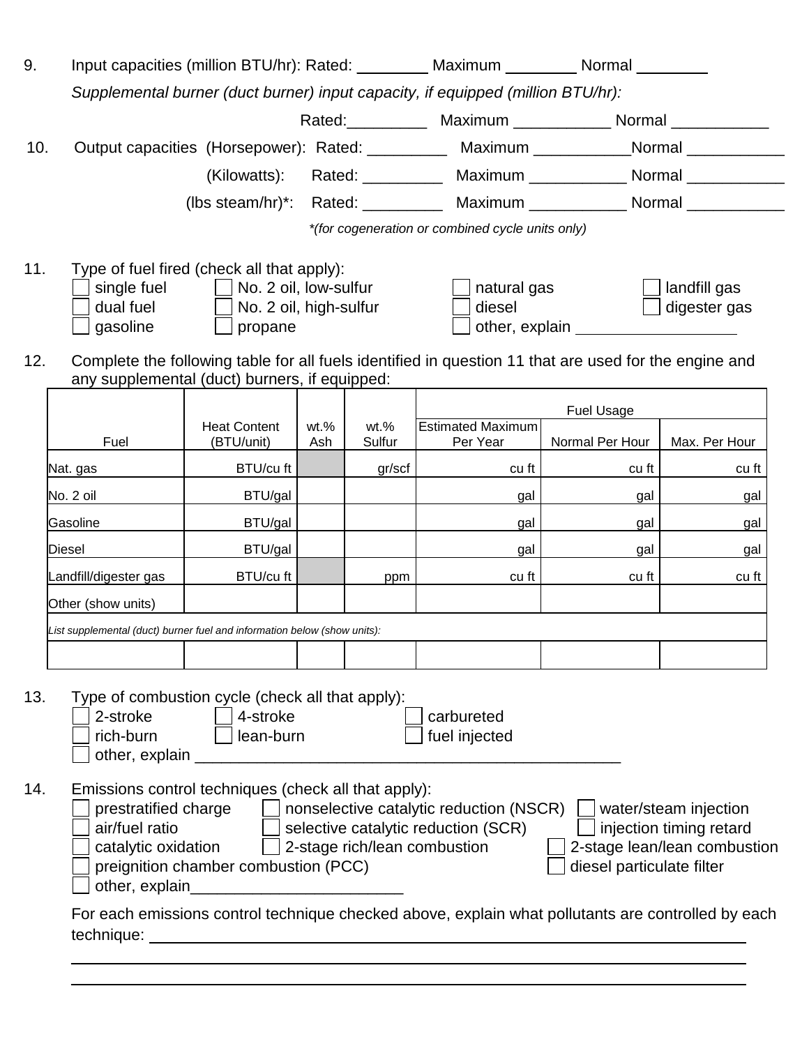9. Input capacities (million BTU/hr): Rated: ________ Maximum ________ Normal ________

   *Supplemental burner (duct burner) input capacity, if equipped (million BTU/hr):*

   Rated:_________ Maximum ___________ Normal ___________

10. Output capacities (Horsepower): Rated: _________ Maximum ___________Normal ___________

    (Kilowatts): Rated: _________ Maximum ___________ Normal ___________

    (lbs steam/hr)*: Rated: _________ Maximum ___________ Normal ___________

    *\*(for cogeneration or combined cycle units only)*

11. Type of fuel fired (check all that apply):

    - ☐ single fuel
    - ☐ dual fuel
    - ☐ gasoline
    - ☐ No. 2 oil, low-sulfur
    - ☐ No. 2 oil, high-sulfur
    - ☐ propane
    - ☐ natural gas
    - ☐ diesel
    - ☐ other, explain ________________
    - ☐ landfill gas
    - ☐ digester gas

12. Complete the following table for all fuels identified in question 11 that are used for the engine and any supplemental (duct) burners, if equipped:

| Fuel | Heat Content (BTU/unit) | wt.% Ash | wt.% Sulfur | Fuel Usage: Estimated Maximum Per Year | Fuel Usage: Normal Per Hour | Fuel Usage: Max. Per Hour |
|---|---|---|---|---|---|---|
| Nat. gas | BTU/cu ft | | gr/scf | cu ft | cu ft | cu ft |
| No. 2 oil | BTU/gal | | | gal | gal | gal |
| Gasoline | BTU/gal | | | gal | gal | gal |
| Diesel | BTU/gal | | | gal | gal | gal |
| Landfill/digester gas | BTU/cu ft | | ppm | cu ft | cu ft | cu ft |
| Other (show units) | | | | | | |
| *List supplemental (duct) burner fuel and information below (show units):* | | | | | | |
| | | | | | | |

13. Type of combustion cycle (check all that apply):

    - ☐ 2-stroke
    - ☐ 4-stroke
    - ☐ carbureted
    - ☐ rich-burn
    - ☐ lean-burn
    - ☐ fuel injected
    - ☐ other, explain ______________________________________________

14. Emissions control techniques (check all that apply):

    - ☐ prestratified charge
    - ☐ nonselective catalytic reduction (NSCR)
    - ☐ water/steam injection
    - ☐ air/fuel ratio
    - ☐ selective catalytic reduction (SCR)
    - ☐ injection timing retard
    - ☐ catalytic oxidation
    - ☐ 2-stage rich/lean combustion
    - ☐ 2-stage lean/lean combustion
    - ☐ preignition chamber combustion (PCC)
    - ☐ diesel particulate filter
    - ☐ other, explain________________________

    For each emissions control technique checked above, explain what pollutants are controlled by each technique: ____________________________________________________________

    ______________________________________________________________________________

    ______________________________________________________________________________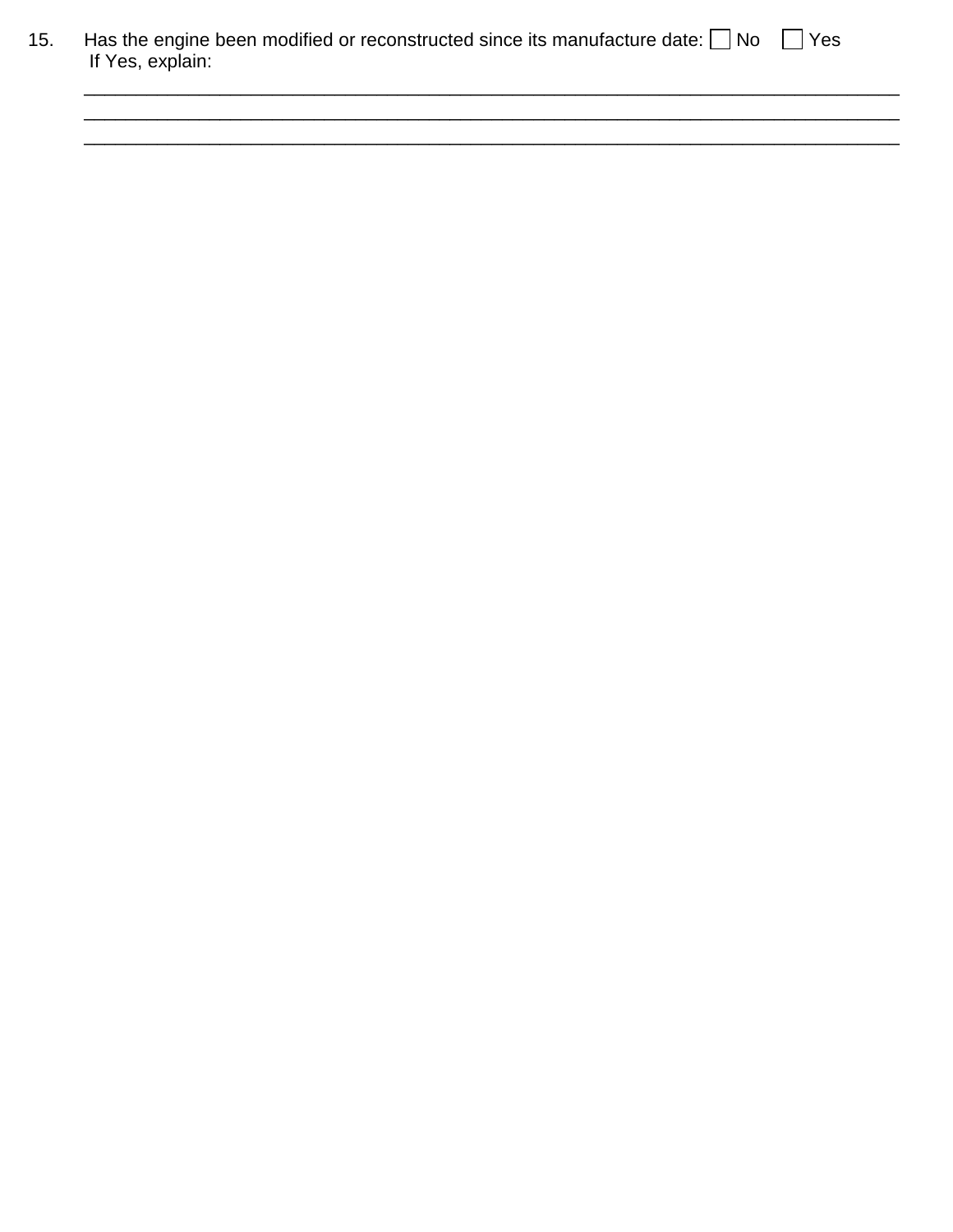15. Has the engine been modified or reconstructed since its manufacture date: ☐ No ☐ Yes
 If Yes, explain:

______________________________________________________________________________
______________________________________________________________________________
______________________________________________________________________________